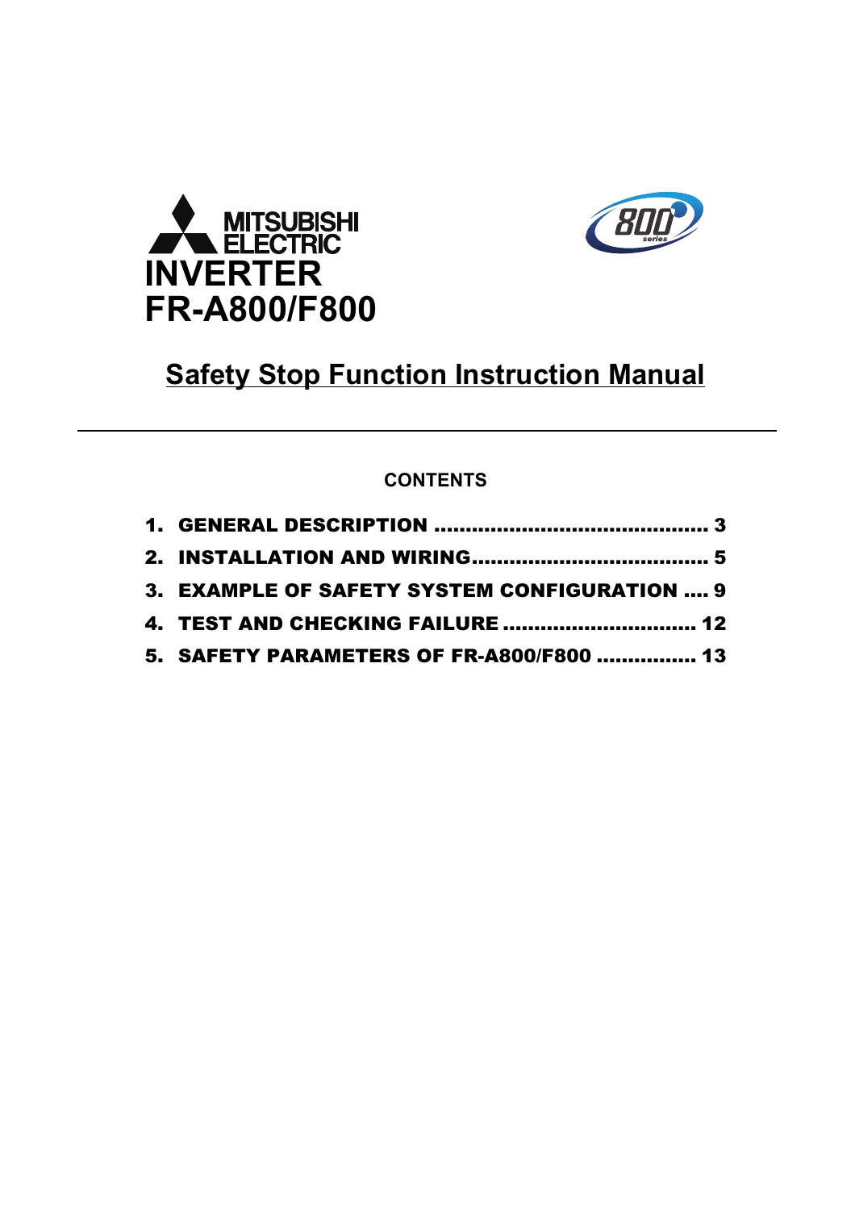MITSUBISHI ELECTRIC

# INVERTER FR-A800/F800

## Safety Stop Function Instruction Manual

**CONTENTS**

1. GENERAL DESCRIPTION .......................................... 3
2. INSTALLATION AND WIRING.................................... 5
3. EXAMPLE OF SAFETY SYSTEM CONFIGURATION .... 9
4. TEST AND CHECKING FAILURE .............................. 12
5. SAFETY PARAMETERS OF FR-A800/F800 ................ 13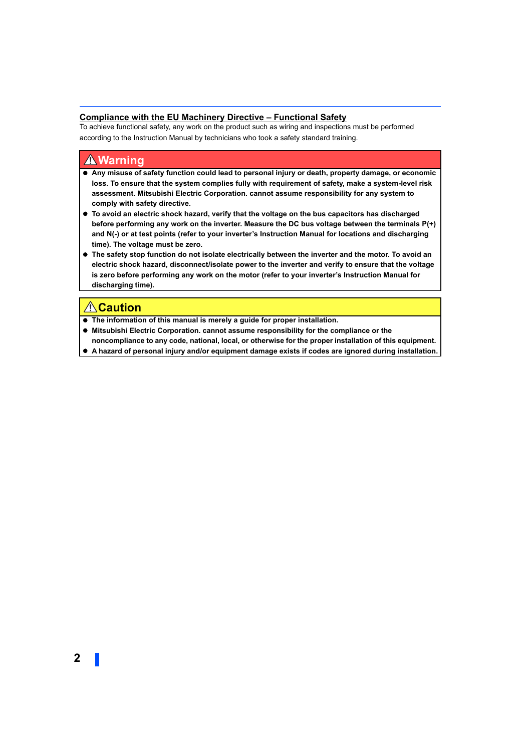## Compliance with the EU Machinery Directive – Functional Safety

To achieve functional safety, any work on the product such as wiring and inspections must be performed according to the Instruction Manual by technicians who took a safety standard training.

### ⚠Warning

- **Any misuse of safety function could lead to personal injury or death, property damage, or economic loss. To ensure that the system complies fully with requirement of safety, make a system-level risk assessment. Mitsubishi Electric Corporation. cannot assume responsibility for any system to comply with safety directive.**
- **To avoid an electric shock hazard, verify that the voltage on the bus capacitors has discharged before performing any work on the inverter. Measure the DC bus voltage between the terminals P(+) and N(-) or at test points (refer to your inverter's Instruction Manual for locations and discharging time). The voltage must be zero.**
- **The safety stop function do not isolate electrically between the inverter and the motor. To avoid an electric shock hazard, disconnect/isolate power to the inverter and verify to ensure that the voltage is zero before performing any work on the motor (refer to your inverter's Instruction Manual for discharging time).**

### ⚠Caution

- **The information of this manual is merely a guide for proper installation.**
- **Mitsubishi Electric Corporation. cannot assume responsibility for the compliance or the noncompliance to any code, national, local, or otherwise for the proper installation of this equipment.**
- **A hazard of personal injury and/or equipment damage exists if codes are ignored during installation.**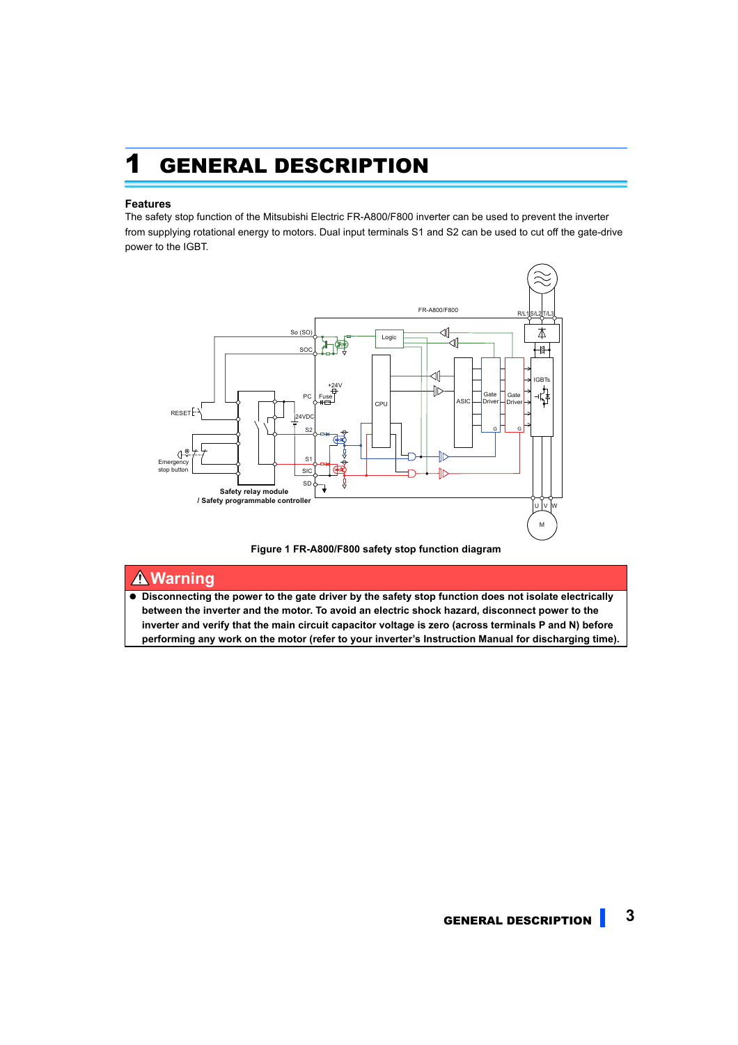# 1 GENERAL DESCRIPTION

**Features**

The safety stop function of the Mitsubishi Electric FR-A800/F800 inverter can be used to prevent the inverter from supplying rotational energy to motors. Dual input terminals S1 and S2 can be used to cut off the gate-drive power to the IGBT.

**Figure 1 FR-A800/F800 safety stop function diagram**

## ⚠ Warning

- **Disconnecting the power to the gate driver by the safety stop function does not isolate electrically between the inverter and the motor. To avoid an electric shock hazard, disconnect power to the inverter and verify that the main circuit capacitor voltage is zero (across terminals P and N) before performing any work on the motor (refer to your inverter's Instruction Manual for discharging time).**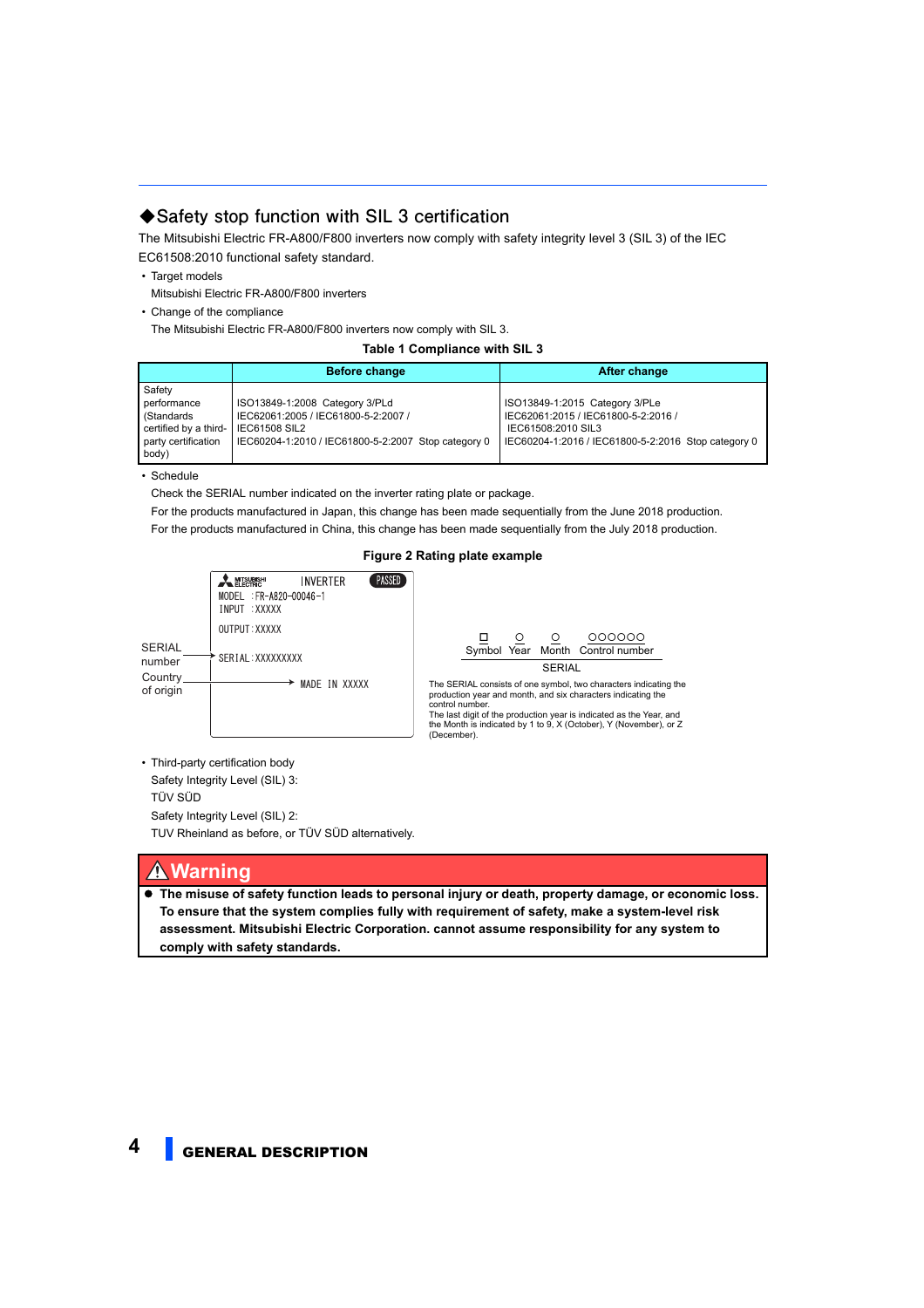## ◆Safety stop function with SIL 3 certification

The Mitsubishi Electric FR-A800/F800 inverters now comply with safety integrity level 3 (SIL 3) of the IEC EC61508:2010 functional safety standard.

- Target models

  Mitsubishi Electric FR-A800/F800 inverters

- Change of the compliance

  The Mitsubishi Electric FR-A800/F800 inverters now comply with SIL 3.

**Table 1 Compliance with SIL 3**

| | Before change | After change |
|---|---|---|
| Safety performance (Standards certified by a third-party certification body) | ISO13849-1:2008 Category 3/PLd<br>IEC62061:2005 / IEC61800-5-2:2007 /<br>IEC61508 SIL2<br>IEC60204-1:2010 / IEC61800-5-2:2007 Stop category 0 | ISO13849-1:2015 Category 3/PLe<br>IEC62061:2015 / IEC61800-5-2:2016 /<br>IEC61508:2010 SIL3<br>IEC60204-1:2016 / IEC61800-5-2:2016 Stop category 0 |

- Schedule

  Check the SERIAL number indicated on the inverter rating plate or package.

  For the products manufactured in Japan, this change has been made sequentially from the June 2018 production.

  For the products manufactured in China, this change has been made sequentially from the July 2018 production.

**Figure 2 Rating plate example**

```
MITSUBISHI ELECTRIC   INVERTER   PASSED
MODEL  : FR-A820-00046-1
INPUT  : XXXXX
OUTPUT : XXXXX
SERIAL : XXXXXXXXX        <- SERIAL number
MADE IN XXXXX             <- Country of origin
```

□ Symbol ○ Year ○ Month ○○○○○○ Control number

SERIAL

The SERIAL consists of one symbol, two characters indicating the production year and month, and six characters indicating the control number.
The last digit of the production year is indicated as the Year, and the Month is indicated by 1 to 9, X (October), Y (November), or Z (December).

- Third-party certification body

  Safety Integrity Level (SIL) 3:

  TÜV SÜD

  Safety Integrity Level (SIL) 2:

  TUV Rheinland as before, or TÜV SÜD alternatively.

> **⚠ Warning**
>
> - **The misuse of safety function leads to personal injury or death, property damage, or economic loss. To ensure that the system complies fully with requirement of safety, make a system-level risk assessment. Mitsubishi Electric Corporation. cannot assume responsibility for any system to comply with safety standards.**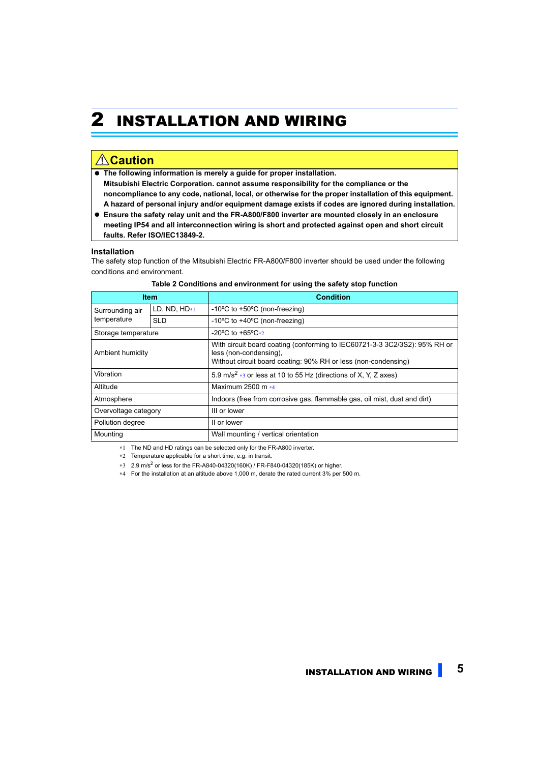# 2 INSTALLATION AND WIRING

**⚠Caution**

- **The following information is merely a guide for proper installation.**
  **Mitsubishi Electric Corporation. cannot assume responsibility for the compliance or the noncompliance to any code, national, local, or otherwise for the proper installation of this equipment. A hazard of personal injury and/or equipment damage exists if codes are ignored during installation.**
- **Ensure the safety relay unit and the FR-A800/F800 inverter are mounted closely in an enclosure meeting IP54 and all interconnection wiring is short and protected against open and short circuit faults. Refer ISO/IEC13849-2.**

### Installation

The safety stop function of the Mitsubishi Electric FR-A800/F800 inverter should be used under the following conditions and environment.

**Table 2 Conditions and environment for using the safety stop function**

| Item | | Condition |
|---|---|---|
| Surrounding air temperature | LD, ND, HD*1 | -10ºC to +50ºC (non-freezing) |
| | SLD | -10ºC to +40ºC (non-freezing) |
| Storage temperature | | -20ºC to +65ºC*2 |
| Ambient humidity | | With circuit board coating (conforming to IEC60721-3-3 3C2/3S2): 95% RH or less (non-condensing),<br>Without circuit board coating: 90% RH or less (non-condensing) |
| Vibration | | 5.9 $m/s^2$ *3 or less at 10 to 55 Hz (directions of X, Y, Z axes) |
| Altitude | | Maximum 2500 m *4 |
| Atmosphere | | Indoors (free from corrosive gas, flammable gas, oil mist, dust and dirt) |
| Overvoltage category | | III or lower |
| Pollution degree | | II or lower |
| Mounting | | Wall mounting / vertical orientation |

*1 The ND and HD ratings can be selected only for the FR-A800 inverter.
*2 Temperature applicable for a short time, e.g. in transit.
*3 2.9 $m/s^2$ or less for the FR-A840-04320(160K) / FR-F840-04320(185K) or higher.
*4 For the installation at an altitude above 1,000 m, derate the rated current 3% per 500 m.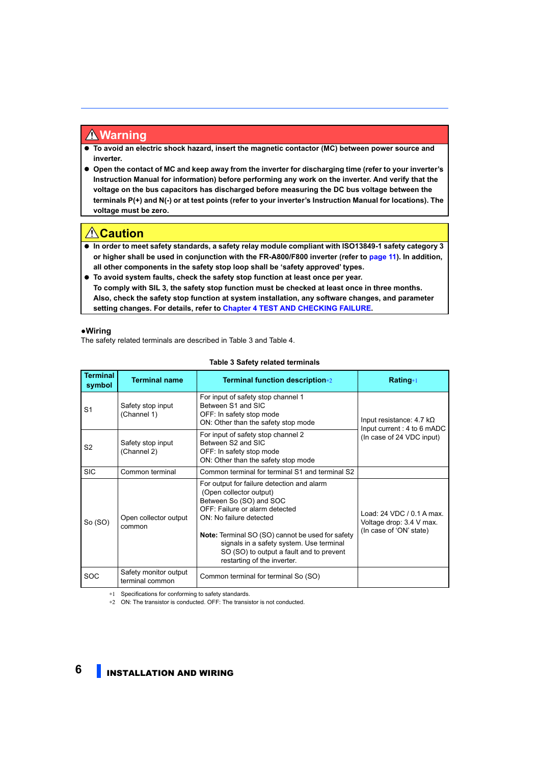## ⚠Warning

- **To avoid an electric shock hazard, insert the magnetic contactor (MC) between power source and inverter.**
- **Open the contact of MC and keep away from the inverter for discharging time (refer to your inverter's Instruction Manual for information) before performing any work on the inverter. And verify that the voltage on the bus capacitors has discharged before measuring the DC bus voltage between the terminals P(+) and N(-) or at test points (refer to your inverter's Instruction Manual for locations). The voltage must be zero.**

## ⚠Caution

- **In order to meet safety standards, a safety relay module compliant with ISO13849-1 safety category 3 or higher shall be used in conjunction with the FR-A800/F800 inverter (refer to page 11). In addition, all other components in the safety stop loop shall be 'safety approved' types.**
- **To avoid system faults, check the safety stop function at least once per year.**
  **To comply with SIL 3, the safety stop function must be checked at least once in three months.**
  **Also, check the safety stop function at system installation, any software changes, and parameter setting changes. For details, refer to Chapter 4 TEST AND CHECKING FAILURE.**

### ●Wiring

The safety related terminals are described in Table 3 and Table 4.

**Table 3 Safety related terminals**

| Terminal symbol | Terminal name | Terminal function description*2 | Rating*1 |
|---|---|---|---|
| S1 | Safety stop input (Channel 1) | For input of safety stop channel 1<br>Between S1 and SIC<br>OFF: In safety stop mode<br>ON: Other than the safety stop mode | Input resistance: 4.7 kΩ<br>Input current : 4 to 6 mADC<br>(In case of 24 VDC input) |
| S2 | Safety stop input (Channel 2) | For input of safety stop channel 2<br>Between S2 and SIC<br>OFF: In safety stop mode<br>ON: Other than the safety stop mode | |
| SIC | Common terminal | Common terminal for terminal S1 and terminal S2 | |
| So (SO) | Open collector output common | For output for failure detection and alarm (Open collector output)<br>Between So (SO) and SOC<br>OFF: Failure or alarm detected<br>ON: No failure detected<br><br>**Note:** Terminal SO (SO) cannot be used for safety signals in a safety system. Use terminal SO (SO) to output a fault and to prevent restarting of the inverter. | Load: 24 VDC / 0.1 A max.<br>Voltage drop: 3.4 V max.<br>(In case of 'ON' state) |
| SOC | Safety monitor output terminal common | Common terminal for terminal So (SO) | |

*1 Specifications for conforming to safety standards.
*2 ON: The transistor is conducted. OFF: The transistor is not conducted.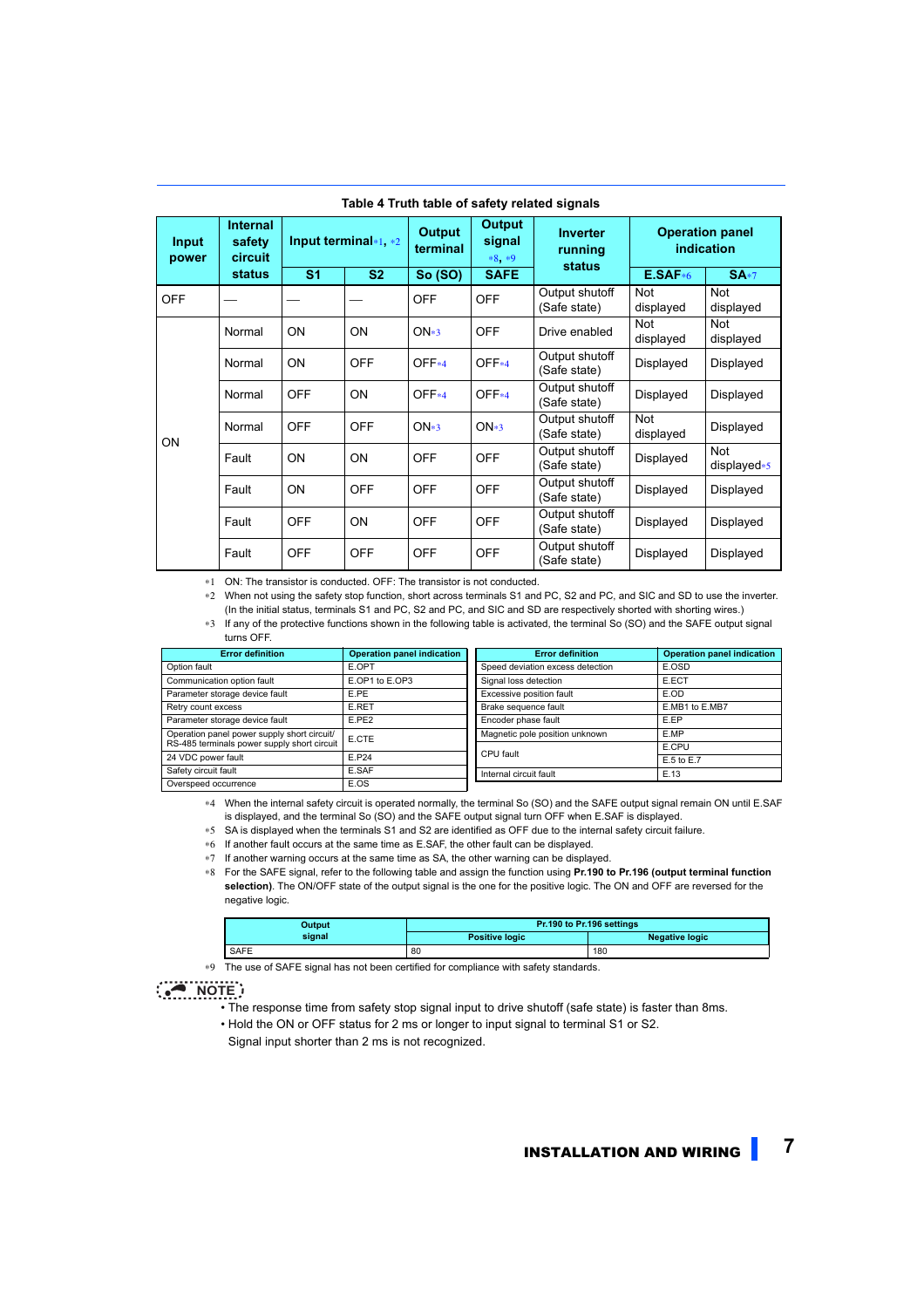**Table 4 Truth table of safety related signals**

| Input power | Internal safety circuit status | Input terminal*1, *2 | | Output terminal | Output signal *8, *9 | Inverter running status | Operation panel indication | |
|---|---|---|---|---|---|---|---|---|
| | | S1 | S2 | So (SO) | SAFE | | E.SAF*6 | SA*7 |
| OFF | — | — | — | OFF | OFF | Output shutoff (Safe state) | Not displayed | Not displayed |
| ON | Normal | ON | ON | ON*3 | OFF | Drive enabled | Not displayed | Not displayed |
| | Normal | ON | OFF | OFF*4 | OFF*4 | Output shutoff (Safe state) | Displayed | Displayed |
| | Normal | OFF | ON | OFF*4 | OFF*4 | Output shutoff (Safe state) | Displayed | Displayed |
| | Normal | OFF | OFF | ON*3 | ON*3 | Output shutoff (Safe state) | Not displayed | Displayed |
| | Fault | ON | ON | OFF | OFF | Output shutoff (Safe state) | Displayed | Not displayed*5 |
| | Fault | ON | OFF | OFF | OFF | Output shutoff (Safe state) | Displayed | Displayed |
| | Fault | OFF | ON | OFF | OFF | Output shutoff (Safe state) | Displayed | Displayed |
| | Fault | OFF | OFF | OFF | OFF | Output shutoff (Safe state) | Displayed | Displayed |

*1 ON: The transistor is conducted. OFF: The transistor is not conducted.

*2 When not using the safety stop function, short across terminals S1 and PC, S2 and PC, and SIC and SD to use the inverter. (In the initial status, terminals S1 and PC, S2 and PC, and SIC and SD are respectively shorted with shorting wires.)

*3 If any of the protective functions shown in the following table is activated, the terminal So (SO) and the SAFE output signal turns OFF.

| Error definition | Operation panel indication |
|---|---|
| Option fault | E.OPT |
| Communication option fault | E.OP1 to E.OP3 |
| Parameter storage device fault | E.PE |
| Retry count excess | E.RET |
| Parameter storage device fault | E.PE2 |
| Operation panel power supply short circuit/ RS-485 terminals power supply short circuit | E.CTE |
| 24 VDC power fault | E.P24 |
| Safety circuit fault | E.SAF |
| Overspeed occurrence | E.OS |

| Error definition | Operation panel indication |
|---|---|
| Speed deviation excess detection | E.OSD |
| Signal loss detection | E.ECT |
| Excessive position fault | E.OD |
| Brake sequence fault | E.MB1 to E.MB7 |
| Encoder phase fault | E.EP |
| Magnetic pole position unknown | E.MP |
| CPU fault | E.CPU |
| | E.5 to E.7 |
| Internal circuit fault | E.13 |

*4 When the internal safety circuit is operated normally, the terminal So (SO) and the SAFE output signal remain ON until E.SAF is displayed, and the terminal So (SO) and the SAFE output signal turn OFF when E.SAF is displayed.

*5 SA is displayed when the terminals S1 and S2 are identified as OFF due to the internal safety circuit failure.

*6 If another fault occurs at the same time as E.SAF, the other fault can be displayed.

*7 If another warning occurs at the same time as SA, the other warning can be displayed.

*8 For the SAFE signal, refer to the following table and assign the function using **Pr.190 to Pr.196 (output terminal function selection)**. The ON/OFF state of the output signal is the one for the positive logic. The ON and OFF are reversed for the negative logic.

| Output signal | Pr.190 to Pr.196 settings | |
|---|---|---|
| | Positive logic | Negative logic |
| SAFE | 80 | 180 |

*9 The use of SAFE signal has not been certified for compliance with safety standards.

**NOTE**

- The response time from safety stop signal input to drive shutoff (safe state) is faster than 8ms.
- Hold the ON or OFF status for 2 ms or longer to input signal to terminal S1 or S2. Signal input shorter than 2 ms is not recognized.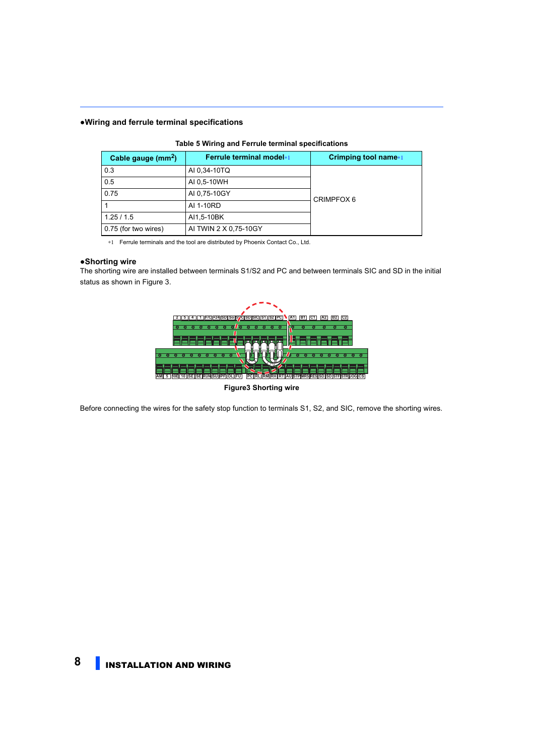**●Wiring and ferrule terminal specifications**

**Table 5 Wiring and Ferrule terminal specifications**

| Cable gauge ($mm^2$) | Ferrule terminal model*1 | Crimping tool name*1 |
|---|---|---|
| 0.3 | AI 0,34-10TQ | CRIMPFOX 6 |
| 0.5 | AI 0,5-10WH | |
| 0.75 | AI 0,75-10GY | |
| 1 | AI 1-10RD | |
| 1.25 / 1.5 | AI1,5-10BK | |
| 0.75 (for two wires) | AI TWIN 2 X 0,75-10GY | |

*1 Ferrule terminals and the tool are distributed by Phoenix Contact Co., Ltd.

**●Shorting wire**

The shorting wire are installed between terminals S1/S2 and PC and between terminals SIC and SD in the initial status as shown in Figure 3.

**Figure3 Shorting wire**

Before connecting the wires for the safety stop function to terminals S1, S2, and SIC, remove the shorting wires.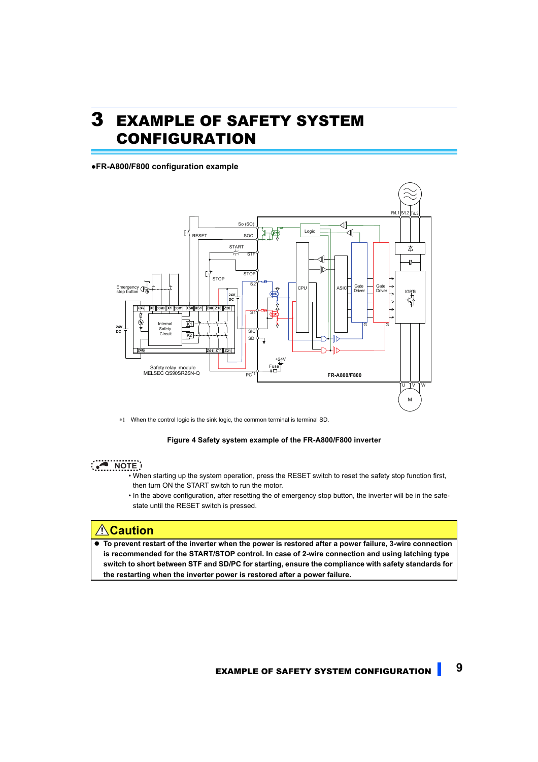# 3 EXAMPLE OF SAFETY SYSTEM CONFIGURATION

●FR-A800/F800 configuration example

*1 When the control logic is the sink logic, the common terminal is terminal SD.

**Figure 4 Safety system example of the FR-A800/F800 inverter**

NOTE

- When starting up the system operation, press the RESET switch to reset the safety stop function first, then turn ON the START switch to run the motor.
- In the above configuration, after resetting the of emergency stop button, the inverter will be in the safe-state until the RESET switch is pressed.

## ⚠Caution

- **To prevent restart of the inverter when the power is restored after a power failure, 3-wire connection is recommended for the START/STOP control. In case of 2-wire connection and using latching type switch to short between STF and SD/PC for starting, ensure the compliance with safety standards for the restarting when the inverter power is restored after a power failure.**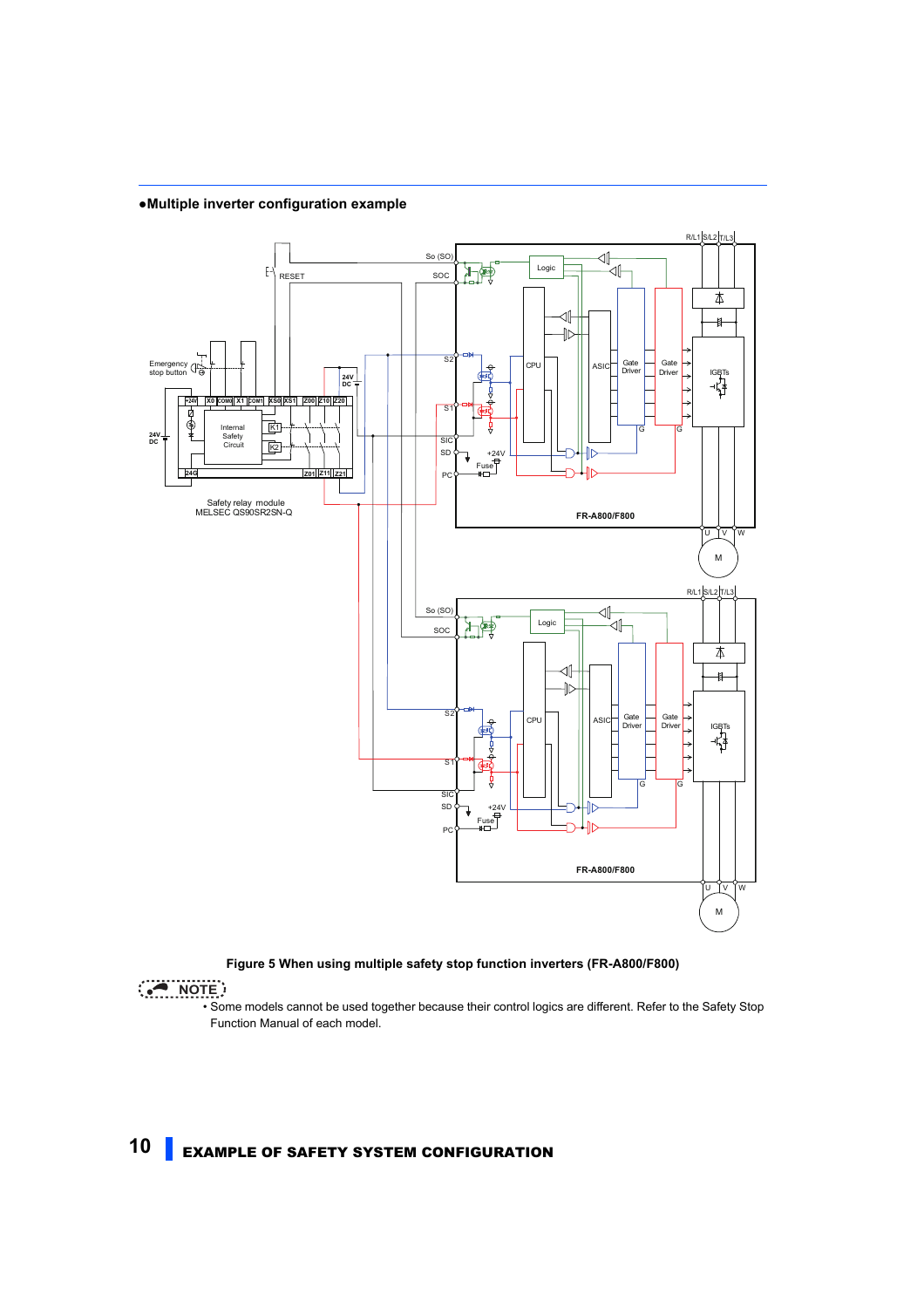●Multiple inverter configuration example

Figure 5 When using multiple safety stop function inverters (FR-A800/F800)

NOTE

- Some models cannot be used together because their control logics are different. Refer to the Safety Stop Function Manual of each model.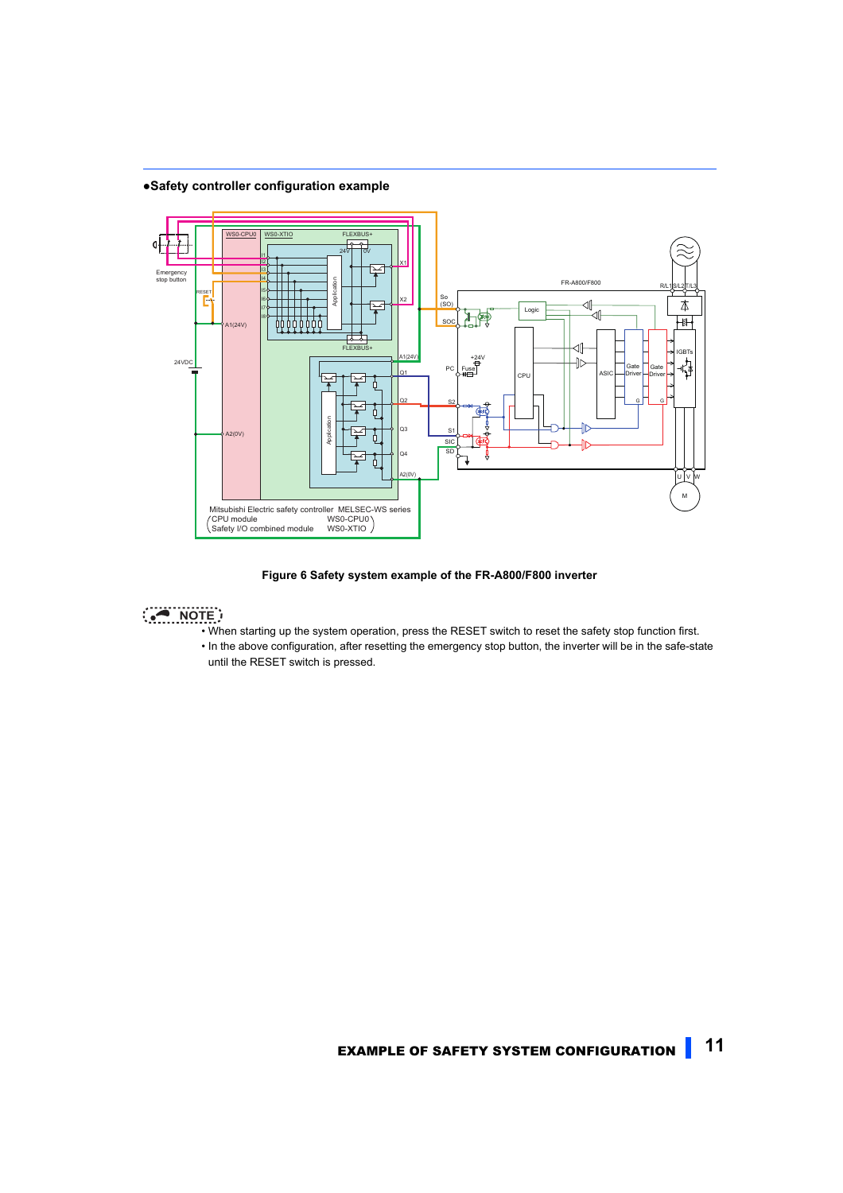●**Safety controller configuration example**

**Figure 6 Safety system example of the FR-A800/F800 inverter**

NOTE

- When starting up the system operation, press the RESET switch to reset the safety stop function first.
- In the above configuration, after resetting the emergency stop button, the inverter will be in the safe-state until the RESET switch is pressed.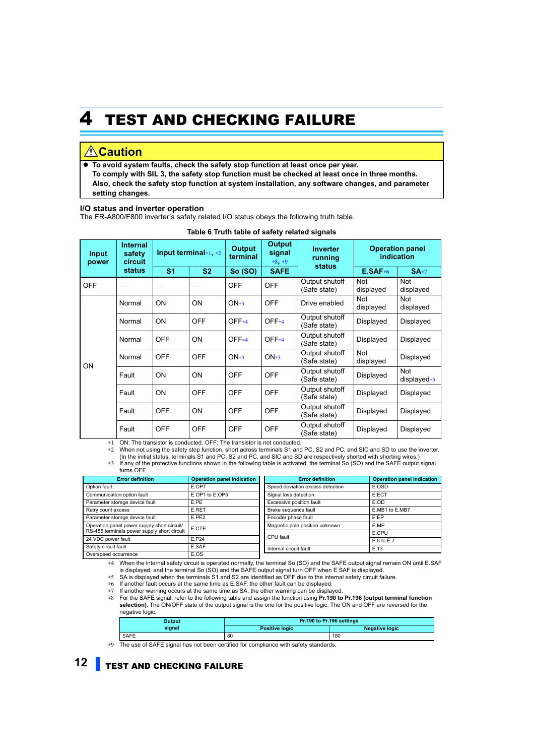# 4 TEST AND CHECKING FAILURE

## ⚠Caution

- **To avoid system faults, check the safety stop function at least once per year. To comply with SIL 3, the safety stop function must be checked at least once in three months. Also, check the safety stop function at system installation, any software changes, and parameter setting changes.**

### I/O status and inverter operation

The FR-A800/F800 inverter's safety related I/O status obeys the following truth table.

**Table 6 Truth table of safety related signals**

| Input power | Internal safety circuit status | Input terminal*1, *2 | | Output terminal | Output signal *8, *9 | Inverter running status | Operation panel indication | |
|---|---|---|---|---|---|---|---|---|
| | | S1 | S2 | So (SO) | SAFE | | E.SAF*6 | SA*7 |
| OFF | — | — | — | OFF | OFF | Output shutoff (Safe state) | Not displayed | Not displayed |
| ON | Normal | ON | ON | ON*3 | OFF | Drive enabled | Not displayed | Not displayed |
| | Normal | ON | OFF | OFF*4 | OFF*4 | Output shutoff (Safe state) | Displayed | Displayed |
| | Normal | OFF | ON | OFF*4 | OFF*4 | Output shutoff (Safe state) | Displayed | Displayed |
| | Normal | OFF | OFF | ON*3 | ON*3 | Output shutoff (Safe state) | Not displayed | Displayed |
| | Fault | ON | ON | OFF | OFF | Output shutoff (Safe state) | Displayed | Not displayed*5 |
| | Fault | ON | OFF | OFF | OFF | Output shutoff (Safe state) | Displayed | Displayed |
| | Fault | OFF | ON | OFF | OFF | Output shutoff (Safe state) | Displayed | Displayed |
| | Fault | OFF | OFF | OFF | OFF | Output shutoff (Safe state) | Displayed | Displayed |

*1 ON: The transistor is conducted. OFF: The transistor is not conducted.

*2 When not using the safety stop function, short across terminals S1 and PC, S2 and PC, and SIC and SD to use the inverter. (In the initial status, terminals S1 and PC, S2 and PC, and SIC and SD are respectively shorted with shorting wires.)

*3 If any of the protective functions shown in the following table is activated, the terminal So (SO) and the SAFE output signal turns OFF.

| Error definition | Operation panel indication |
|---|---|
| Option fault. | E.OPT |
| Communication option fault | E.OP1 to E.OP3 |
| Parameter storage device fault | E.PE |
| Retry count excess | E.RET |
| Parameter storage device fault | E.PE2 |
| Operation panel power supply short circuit/ RS-485 terminals power supply short circuit | E.CTE |
| 24 VDC power fault | E.P24 |
| Safety circuit fault | E.SAF |
| Overspeed occurrence | E.OS |
| Speed deviation excess detection | E.OSD |
| Signal loss detection | E.ECT |
| Excessive position fault | E.OD |
| Brake sequence fault | E.MB1 to E.MB7 |
| Encoder phase fault | E.EP |
| Magnetic pole position unknown | E.MP |
| CPU fault | E.CPU |
| | E.5 to E.7 |
| Internal circuit fault | E.13 |

*4 When the internal safety circuit is operated normally, the terminal So (SO) and the SAFE output signal remain ON until E.SAF is displayed, and the terminal So (SO) and the SAFE output signal turn OFF when E.SAF is displayed.

*5 SA is displayed when the terminals S1 and S2 are identified as OFF due to the internal safety circuit failure.

*6 If another fault occurs at the same time as E.SAF, the other fault can be displayed.

*7 If another warning occurs at the same time as SA, the other warning can be displayed.

*8 For the SAFE signal, refer to the following table and assign the function using **Pr.190 to Pr.196 (output terminal function selection)**. The ON/OFF state of the output signal is the one for the positive logic. The ON and OFF are reversed for the negative logic.

| Output signal | Pr.190 to Pr.196 settings | |
|---|---|---|
| | Positive logic | Negative logic |
| SAFE | 80 | 180 |

*9 The use of SAFE signal has not been certified for compliance with safety standards.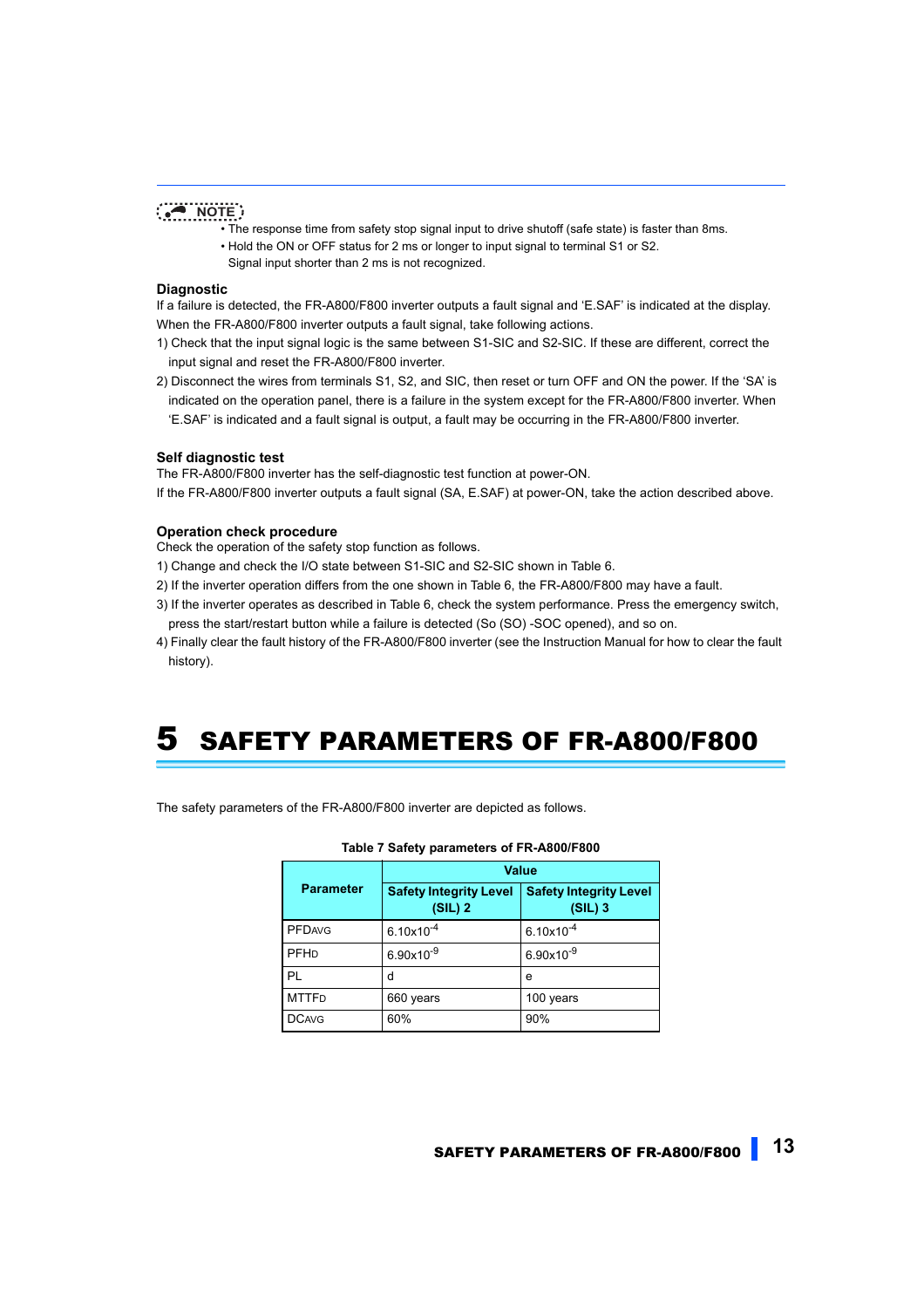**NOTE**

- The response time from safety stop signal input to drive shutoff (safe state) is faster than 8ms.
- Hold the ON or OFF status for 2 ms or longer to input signal to terminal S1 or S2.
  Signal input shorter than 2 ms is not recognized.

### Diagnostic

If a failure is detected, the FR-A800/F800 inverter outputs a fault signal and 'E.SAF' is indicated at the display.
When the FR-A800/F800 inverter outputs a fault signal, take following actions.

1) Check that the input signal logic is the same between S1-SIC and S2-SIC. If these are different, correct the input signal and reset the FR-A800/F800 inverter.
2) Disconnect the wires from terminals S1, S2, and SIC, then reset or turn OFF and ON the power. If the 'SA' is indicated on the operation panel, there is a failure in the system except for the FR-A800/F800 inverter. When 'E.SAF' is indicated and a fault signal is output, a fault may be occurring in the FR-A800/F800 inverter.

### Self diagnostic test

The FR-A800/F800 inverter has the self-diagnostic test function at power-ON.
If the FR-A800/F800 inverter outputs a fault signal (SA, E.SAF) at power-ON, take the action described above.

### Operation check procedure

Check the operation of the safety stop function as follows.

1) Change and check the I/O state between S1-SIC and S2-SIC shown in Table 6.
2) If the inverter operation differs from the one shown in Table 6, the FR-A800/F800 may have a fault.
3) If the inverter operates as described in Table 6, check the system performance. Press the emergency switch, press the start/restart button while a failure is detected (So (SO) -SOC opened), and so on.
4) Finally clear the fault history of the FR-A800/F800 inverter (see the Instruction Manual for how to clear the fault history).

# 5 SAFETY PARAMETERS OF FR-A800/F800

The safety parameters of the FR-A800/F800 inverter are depicted as follows.

**Table 7 Safety parameters of FR-A800/F800**

| Parameter | Value | |
|---|---|---|
| | Safety Integrity Level (SIL) 2 | Safety Integrity Level (SIL) 3 |
| $PFD_{AVG}$ | $6.10 \times 10^{-4}$ | $6.10 \times 10^{-4}$ |
| $PFH_D$ | $6.90 \times 10^{-9}$ | $6.90 \times 10^{-9}$ |
| PL | d | e |
| $MTTF_D$ | 660 years | 100 years |
| $DC_{AVG}$ | 60% | 90% |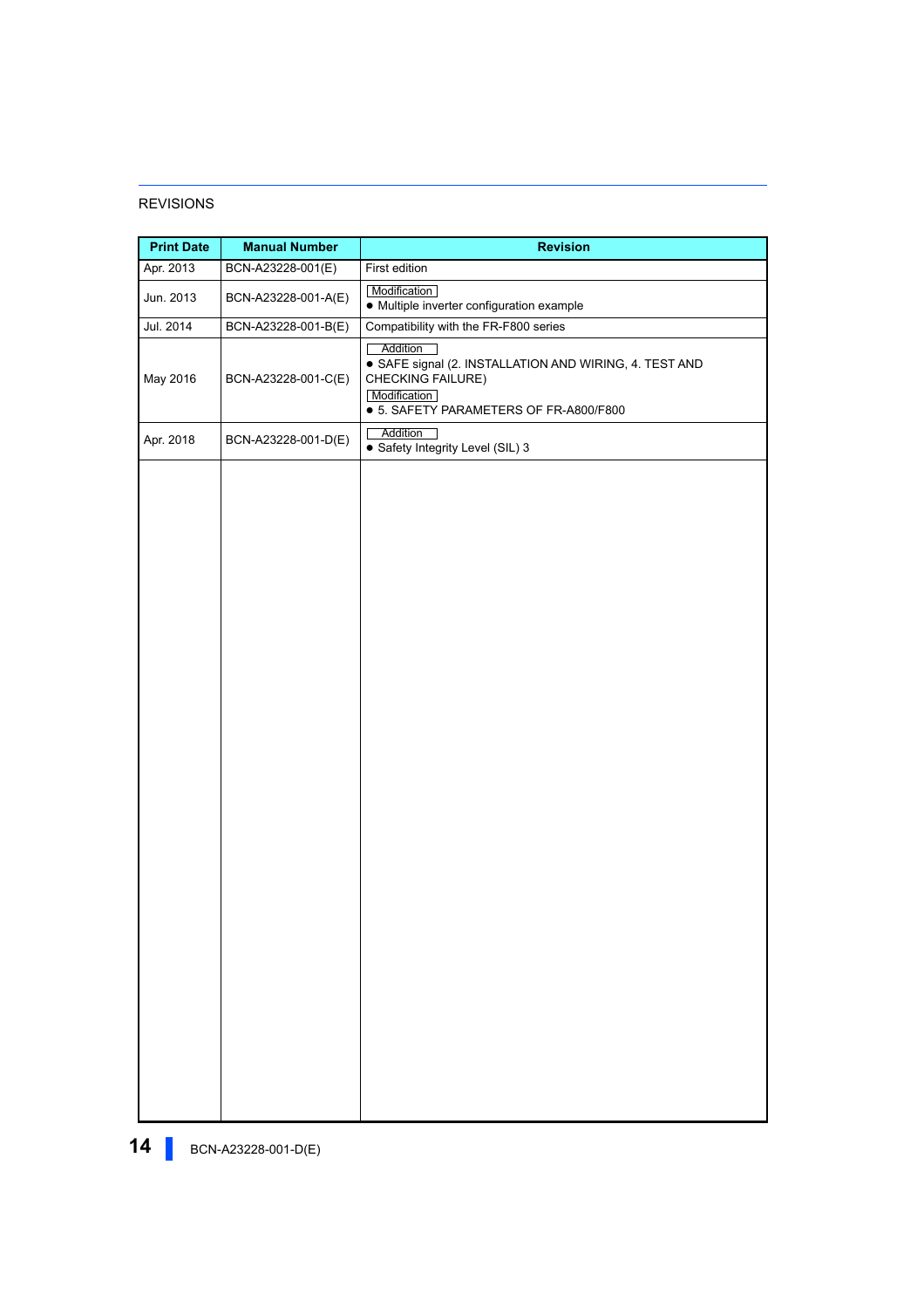REVISIONS

| Print Date | Manual Number | Revision |
|---|---|---|
| Apr. 2013 | BCN-A23228-001(E) | First edition |
| Jun. 2013 | BCN-A23228-001-A(E) | Modification<br>● Multiple inverter configuration example |
| Jul. 2014 | BCN-A23228-001-B(E) | Compatibility with the FR-F800 series |
| May 2016 | BCN-A23228-001-C(E) | Addition<br>● SAFE signal (2. INSTALLATION AND WIRING, 4. TEST AND CHECKING FAILURE)<br>Modification<br>● 5. SAFETY PARAMETERS OF FR-A800/F800 |
| Apr. 2018 | BCN-A23228-001-D(E) | Addition<br>● Safety Integrity Level (SIL) 3 |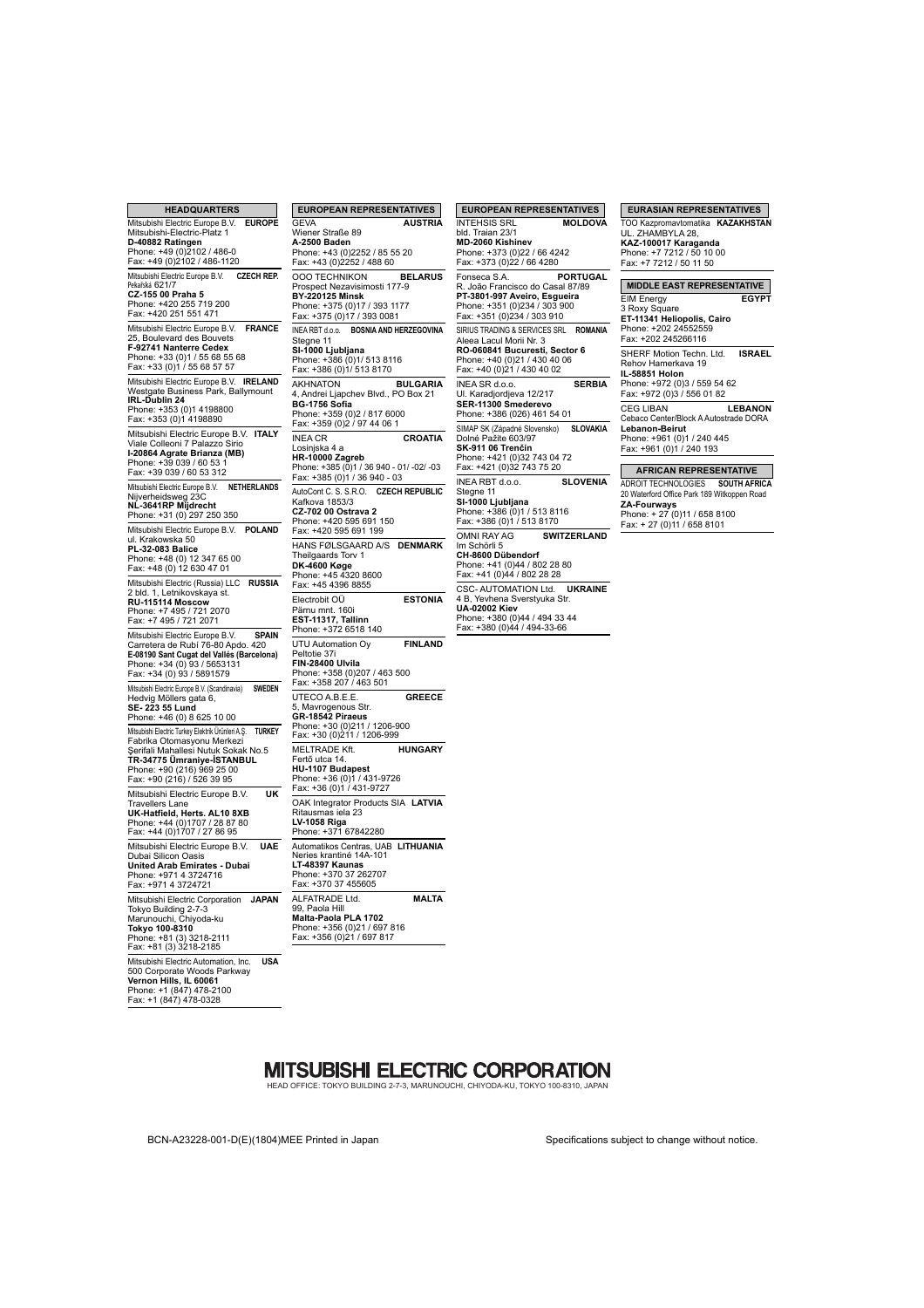## HEADQUARTERS

Mitsubishi Electric Europe B.V. **EUROPE**
Mitsubishi-Electric-Platz 1
**D-40882 Ratingen**
Phone: +49 (0)2102 / 486-0
Fax: +49 (0)2102 / 486-1120

Mitsubishi Electric Europe B.V. **CZECH REP.**
Pekařská 621/7
**CZ-155 00 Praha 5**
Phone: +420 255 719 200
Fax: +420 251 551 471

Mitsubishi Electric Europe B.V. **FRANCE**
25, Boulevard des Bouvets
**F-92741 Nanterre Cedex**
Phone: +33 (0)1 / 55 68 55 68
Fax: +33 (0)1 / 55 68 57 57

Mitsubishi Electric Europe B.V. **IRELAND**
Westgate Business Park, Ballymount
**IRL-Dublin 24**
Phone: +353 (0)1 4198800
Fax: +353 (0)1 4198890

Mitsubishi Electric Europe B.V. **ITALY**
Viale Colleoni 7 Palazzo Sirio
**I-20864 Agrate Brianza (MB)**
Phone: +39 039 / 60 53 1
Fax: +39 039 / 60 53 312

Mitsubishi Electric Europe B.V. **NETHERLANDS**
Nijverheidsweg 23C
**NL-3641RP Mijdrecht**
Phone: +31 (0) 297 250 350

Mitsubishi Electric Europe B.V. **POLAND**
ul. Krakowska 50
**PL-32-083 Balice**
Phone: +48 (0) 12 347 65 00
Fax: +48 (0) 12 630 47 01

Mitsubishi Electric (Russia) LLC **RUSSIA**
2 bld. 1, Letnikovskaya st.
**RU-115114 Moscow**
Phone: +7 495 / 721 2070
Fax: +7 495 / 721 2071

Mitsubishi Electric Europe B.V. **SPAIN**
Carretera de Rubí 76-80 Apdo. 420
**E-08190 Sant Cugat del Vallés (Barcelona)**
Phone: +34 (0) 93 / 5653131
Fax: +34 (0) 93 / 5891579

Mitsubishi Electric Europe B.V. (Scandinavia) **SWEDEN**
Hedvig Möllers gata 6,
**SE- 223 55 Lund**
Phone: +46 (0) 8 625 10 00

Mitsubishi Electric Turkey Elektrik Ürünleri A.Ş. **TURKEY**
Fabrika Otomasyonu Merkezi
Şerifali Mahallesi Nutuk Sokak No.5
**TR-34775 Ümraniye-İSTANBUL**
Phone: +90 (216) 969 25 00
Fax: +90 (216) / 526 39 95

Mitsubishi Electric Europe B.V. **UK**
Travellers Lane
**UK-Hatfield, Herts. AL10 8XB**
Phone: +44 (0)1707 / 28 87 80
Fax: +44 (0)1707 / 27 86 95

Mitsubishi Electric Europe B.V. **UAE**
Dubai Silicon Oasis
**United Arab Emirates - Dubai**
Phone: +971 4 3724716
Fax: +971 4 3724721

Mitsubishi Electric Corporation **JAPAN**
Tokyo Building 2-7-3
Marunouchi, Chiyoda-ku
**Tokyo 100-8310**
Phone: +81 (3) 3218-2111
Fax: +81 (3) 3218-2185

Mitsubishi Electric Automation, Inc. **USA**
500 Corporate Woods Parkway
**Vernon Hills, IL 60061**
Phone: +1 (847) 478-2100
Fax: +1 (847) 478-0328

## EUROPEAN REPRESENTATIVES

GEVA **AUSTRIA**
Wiener Straße 89
**A-2500 Baden**
Phone: +43 (0)2252 / 85 55 20
Fax: +43 (0)2252 / 488 60

OOO TECHNIKON **BELARUS**
Prospect Nezavisimosti 177-9
**BY-220125 Minsk**
Phone: +375 (0)17 / 393 1177
Fax: +375 (0)17 / 393 0081

INEA RBT d.o.o. **BOSNIA AND HERZEGOVINA**
Stegne 11
**SI-1000 Ljubljana**
Phone: +386 (0)1/ 513 8116
Fax: +386 (0)1/ 513 8170

AKHNATON **BULGARIA**
4, Andrei Ljapchev Blvd., PO Box 21
**BG-1756 Sofia**
Phone: +359 (0)2 / 817 6000
Fax: +359 (0)2 / 97 44 06 1

INEA CR **CROATIA**
Losinjska 4 a
**HR-10000 Zagreb**
Phone: +385 (0)1 / 36 940 - 01/ -02/ -03
Fax: +385 (0)1 / 36 940 - 03

AutoCont C. S. S.R.O. **CZECH REPUBLIC**
Kafkova 1853/3
**CZ-702 00 Ostrava 2**
Phone: +420 595 691 150
Fax: +420 595 691 199

HANS FØLSGAARD A/S **DENMARK**
Theilgaards Torv 1
**DK-4600 Køge**
Phone: +45 4320 8600
Fax: +45 4396 8855

Electrobit OÜ **ESTONIA**
Pärnu mnt. 160i
**EST-11317, Tallinn**
Phone: +372 6518 140

UTU Automation Oy **FINLAND**
Peltotie 37i
**FIN-28400 Ulvila**
Phone: +358 (0)207 / 463 500
Fax: +358 207 / 463 501

UTECO A.B.E.E. **GREECE**
5, Mavrogenous Str.
**GR-18542 Piraeus**
Phone: +30 (0)211 / 1206-900
Fax: +30 (0)211 / 1206-999

MELTRADE Kft. **HUNGARY**
Fertő utca 14.
**HU-1107 Budapest**
Phone: +36 (0)1 / 431-9726
Fax: +36 (0)1 / 431-9727

OAK Integrator Products SIA **LATVIA**
Ritausmas iela 23
**LV-1058 Riga**
Phone: +371 67842280

Automatikos Centras, UAB **LITHUANIA**
Neries krantinė 14A-101
**LT-48397 Kaunas**
Phone: +370 37 262707
Fax: +370 37 455605

ALFATRADE Ltd. **MALTA**
99, Paola Hill
**Malta-Paola PLA 1702**
Phone: +356 (0)21 / 697 816
Fax: +356 (0)21 / 697 817

## EUROPEAN REPRESENTATIVES

INTEHSIS SRL **MOLDOVA**
bld. Traian 23/1
**MD-2060 Kishinev**
Phone: +373 (0)22 / 66 4242
Fax: +373 (0)22 / 66 4280

Fonseca S.A. **PORTUGAL**
R. João Francisco do Casal 87/89
**PT-3801-997 Aveiro, Esgueira**
Phone: +351 (0)234 / 303 900
Fax: +351 (0)234 / 303 910

SIRIUS TRADING & SERVICES SRL **ROMANIA**
Aleea Lacul Morii Nr. 3
**RO-060841 Bucuresti, Sector 6**
Phone: +40 (0)21 / 430 40 06
Fax: +40 (0)21 / 430 40 02

INEA SR d.o.o. **SERBIA**
Ul. Karadjordjeva 12/217
**SER-11300 Smederevo**
Phone: +386 (026) 461 54 01

SIMAP SK (Západné Slovensko) **SLOVAKIA**
Dolné Pažite 603/97
**SK-911 06 Trenčín**
Phone: +421 (0)32 743 04 72
Fax: +421 (0)32 743 75 20

INEA RBT d.o.o. **SLOVENIA**
Stegne 11
**SI-1000 Ljubljana**
Phone: +386 (0)1 / 513 8116
Fax: +386 (0)1 / 513 8170

OMNI RAY AG **SWITZERLAND**
Im Schörli 5
**CH-8600 Dübendorf**
Phone: +41 (0)44 / 802 28 80
Fax: +41 (0)44 / 802 28 28

CSC- AUTOMATION Ltd. **UKRAINE**
4 B, Yevhena Sverstyuka Str.
**UA-02002 Kiev**
Phone: +380 (0)44 / 494 33 44
Fax: +380 (0)44 / 494-33-66

## EURASIAN REPRESENTATIVES

TOO Kazpromavtomatika **KAZAKHSTAN**
UL. ZHAMBYLA 28,
**KAZ-100017 Karaganda**
Phone: +7 7212 / 50 10 00
Fax: +7 7212 / 50 11 50

## MIDDLE EAST REPRESENTATIVE

EIM Energy **EGYPT**
3 Roxy Square
**ET-11341 Heliopolis, Cairo**
Phone: +202 24552559
Fax: +202 245266116

SHERF Motion Techn. Ltd. **ISRAEL**
Rehov Hamerkava 19
**IL-58851 Holon**
Phone: +972 (0)3 / 559 54 62
Fax: +972 (0)3 / 556 01 82

CEG LIBAN **LEBANON**
Cebaco Center/Block A Autostrade DORA
**Lebanon-Beirut**
Phone: +961 (0)1 / 240 445
Fax: +961 (0)1 / 240 193

## AFRICAN REPRESENTATIVE

ADROIT TECHNOLOGIES **SOUTH AFRICA**
20 Waterford Office Park 189 Witkoppen Road
**ZA-Fourways**
Phone: + 27 (0)11 / 658 8100
Fax: + 27 (0)11 / 658 8101

**MITSUBISHI ELECTRIC CORPORATION**
HEAD OFFICE: TOKYO BUILDING 2-7-3, MARUNOUCHI, CHIYODA-KU, TOKYO 100-8310, JAPAN

BCN-A23228-001-D(E)(1804)MEE Printed in Japan

Specifications subject to change without notice.